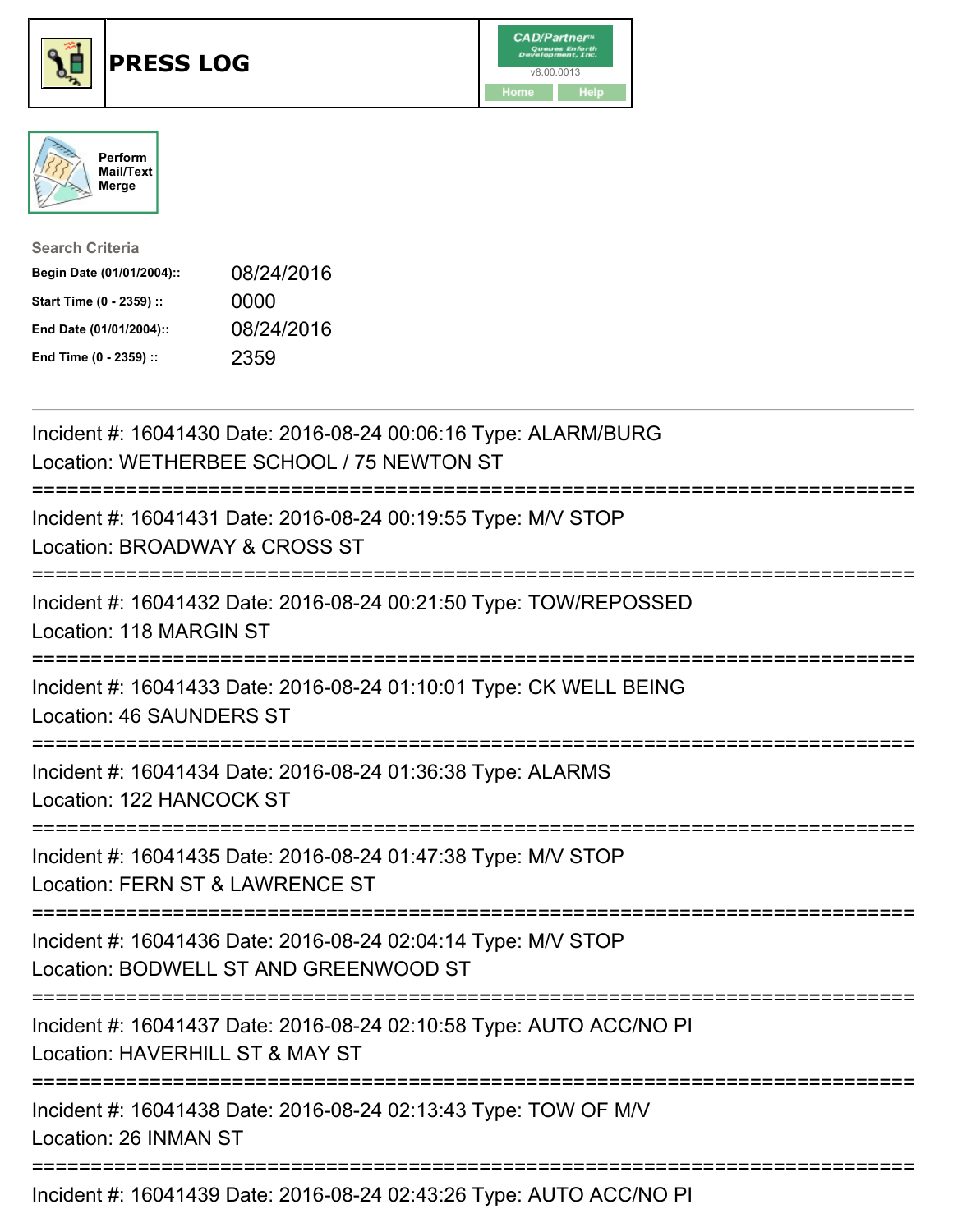# PRESS LOG

CAD/Partner
v8.00.0013
Home Help

Perform Mail/Text Merge

**Search Criteria**

| | |
|---|---|
| **Begin Date (01/01/2004)::** | 08/24/2016 |
| **Start Time (0 - 2359) ::** | 0000 |
| **End Date (01/01/2004)::** | 08/24/2016 |
| **End Time (0 - 2359) ::** | 2359 |

---

Incident #: 16041430 Date: 2016-08-24 00:06:16 Type: ALARM/BURG
Location: WETHERBEE SCHOOL / 75 NEWTON ST

===========================================================================

Incident #: 16041431 Date: 2016-08-24 00:19:55 Type: M/V STOP
Location: BROADWAY & CROSS ST

===========================================================================

Incident #: 16041432 Date: 2016-08-24 00:21:50 Type: TOW/REPOSSED
Location: 118 MARGIN ST

===========================================================================

Incident #: 16041433 Date: 2016-08-24 01:10:01 Type: CK WELL BEING
Location: 46 SAUNDERS ST

===========================================================================

Incident #: 16041434 Date: 2016-08-24 01:36:38 Type: ALARMS
Location: 122 HANCOCK ST

===========================================================================

Incident #: 16041435 Date: 2016-08-24 01:47:38 Type: M/V STOP
Location: FERN ST & LAWRENCE ST

===========================================================================

Incident #: 16041436 Date: 2016-08-24 02:04:14 Type: M/V STOP
Location: BODWELL ST AND GREENWOOD ST

===========================================================================

Incident #: 16041437 Date: 2016-08-24 02:10:58 Type: AUTO ACC/NO PI
Location: HAVERHILL ST & MAY ST

===========================================================================

Incident #: 16041438 Date: 2016-08-24 02:13:43 Type: TOW OF M/V
Location: 26 INMAN ST

===========================================================================

Incident #: 16041439 Date: 2016-08-24 02:43:26 Type: AUTO ACC/NO PI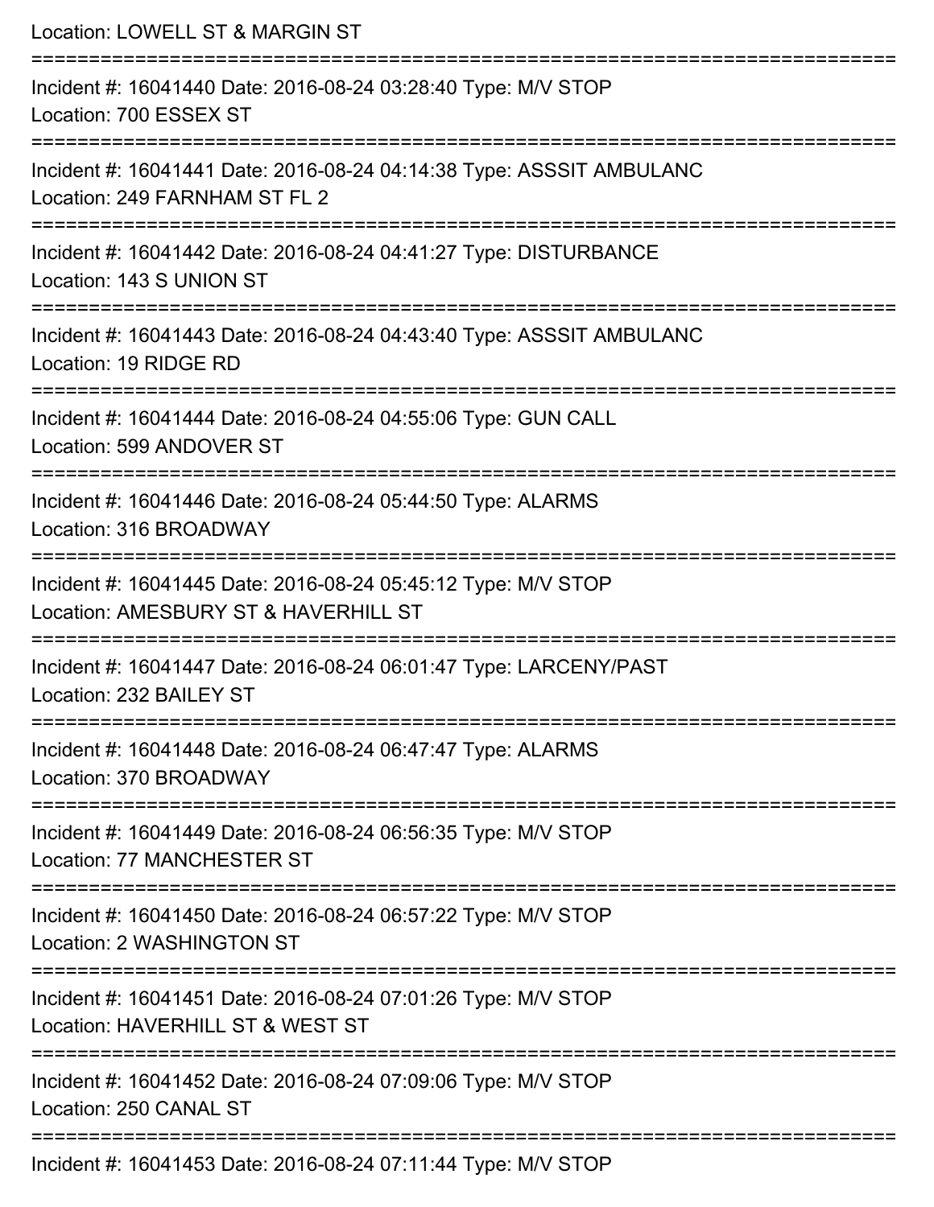Location: LOWELL ST & MARGIN ST

===========================================================================

Incident #: 16041440 Date: 2016-08-24 03:28:40 Type: M/V STOP
Location: 700 ESSEX ST

===========================================================================

Incident #: 16041441 Date: 2016-08-24 04:14:38 Type: ASSSIT AMBULANC
Location: 249 FARNHAM ST FL 2

===========================================================================

Incident #: 16041442 Date: 2016-08-24 04:41:27 Type: DISTURBANCE
Location: 143 S UNION ST

===========================================================================

Incident #: 16041443 Date: 2016-08-24 04:43:40 Type: ASSSIT AMBULANC
Location: 19 RIDGE RD

===========================================================================

Incident #: 16041444 Date: 2016-08-24 04:55:06 Type: GUN CALL
Location: 599 ANDOVER ST

===========================================================================

Incident #: 16041446 Date: 2016-08-24 05:44:50 Type: ALARMS
Location: 316 BROADWAY

===========================================================================

Incident #: 16041445 Date: 2016-08-24 05:45:12 Type: M/V STOP
Location: AMESBURY ST & HAVERHILL ST

===========================================================================

Incident #: 16041447 Date: 2016-08-24 06:01:47 Type: LARCENY/PAST
Location: 232 BAILEY ST

===========================================================================

Incident #: 16041448 Date: 2016-08-24 06:47:47 Type: ALARMS
Location: 370 BROADWAY

===========================================================================

Incident #: 16041449 Date: 2016-08-24 06:56:35 Type: M/V STOP
Location: 77 MANCHESTER ST

===========================================================================

Incident #: 16041450 Date: 2016-08-24 06:57:22 Type: M/V STOP
Location: 2 WASHINGTON ST

===========================================================================

Incident #: 16041451 Date: 2016-08-24 07:01:26 Type: M/V STOP
Location: HAVERHILL ST & WEST ST

===========================================================================

Incident #: 16041452 Date: 2016-08-24 07:09:06 Type: M/V STOP
Location: 250 CANAL ST

===========================================================================

Incident #: 16041453 Date: 2016-08-24 07:11:44 Type: M/V STOP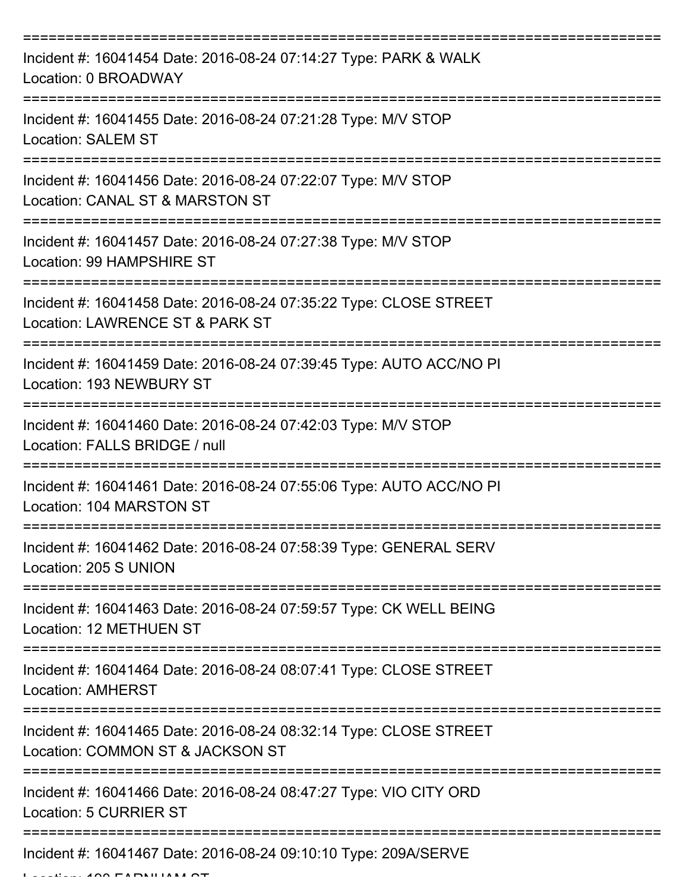===========================================================================

Incident #: 16041454 Date: 2016-08-24 07:14:27 Type: PARK & WALK
Location: 0 BROADWAY

===========================================================================

Incident #: 16041455 Date: 2016-08-24 07:21:28 Type: M/V STOP
Location: SALEM ST

===========================================================================

Incident #: 16041456 Date: 2016-08-24 07:22:07 Type: M/V STOP
Location: CANAL ST & MARSTON ST

===========================================================================

Incident #: 16041457 Date: 2016-08-24 07:27:38 Type: M/V STOP
Location: 99 HAMPSHIRE ST

===========================================================================

Incident #: 16041458 Date: 2016-08-24 07:35:22 Type: CLOSE STREET
Location: LAWRENCE ST & PARK ST

===========================================================================

Incident #: 16041459 Date: 2016-08-24 07:39:45 Type: AUTO ACC/NO PI
Location: 193 NEWBURY ST

===========================================================================

Incident #: 16041460 Date: 2016-08-24 07:42:03 Type: M/V STOP
Location: FALLS BRIDGE / null

===========================================================================

Incident #: 16041461 Date: 2016-08-24 07:55:06 Type: AUTO ACC/NO PI
Location: 104 MARSTON ST

===========================================================================

Incident #: 16041462 Date: 2016-08-24 07:58:39 Type: GENERAL SERV
Location: 205 S UNION

===========================================================================

Incident #: 16041463 Date: 2016-08-24 07:59:57 Type: CK WELL BEING
Location: 12 METHUEN ST

===========================================================================

Incident #: 16041464 Date: 2016-08-24 08:07:41 Type: CLOSE STREET
Location: AMHERST

===========================================================================

Incident #: 16041465 Date: 2016-08-24 08:32:14 Type: CLOSE STREET
Location: COMMON ST & JACKSON ST

===========================================================================

Incident #: 16041466 Date: 2016-08-24 08:47:27 Type: VIO CITY ORD
Location: 5 CURRIER ST

===========================================================================

Incident #: 16041467 Date: 2016-08-24 09:10:10 Type: 209A/SERVE
Location: 190 FARNHAM ST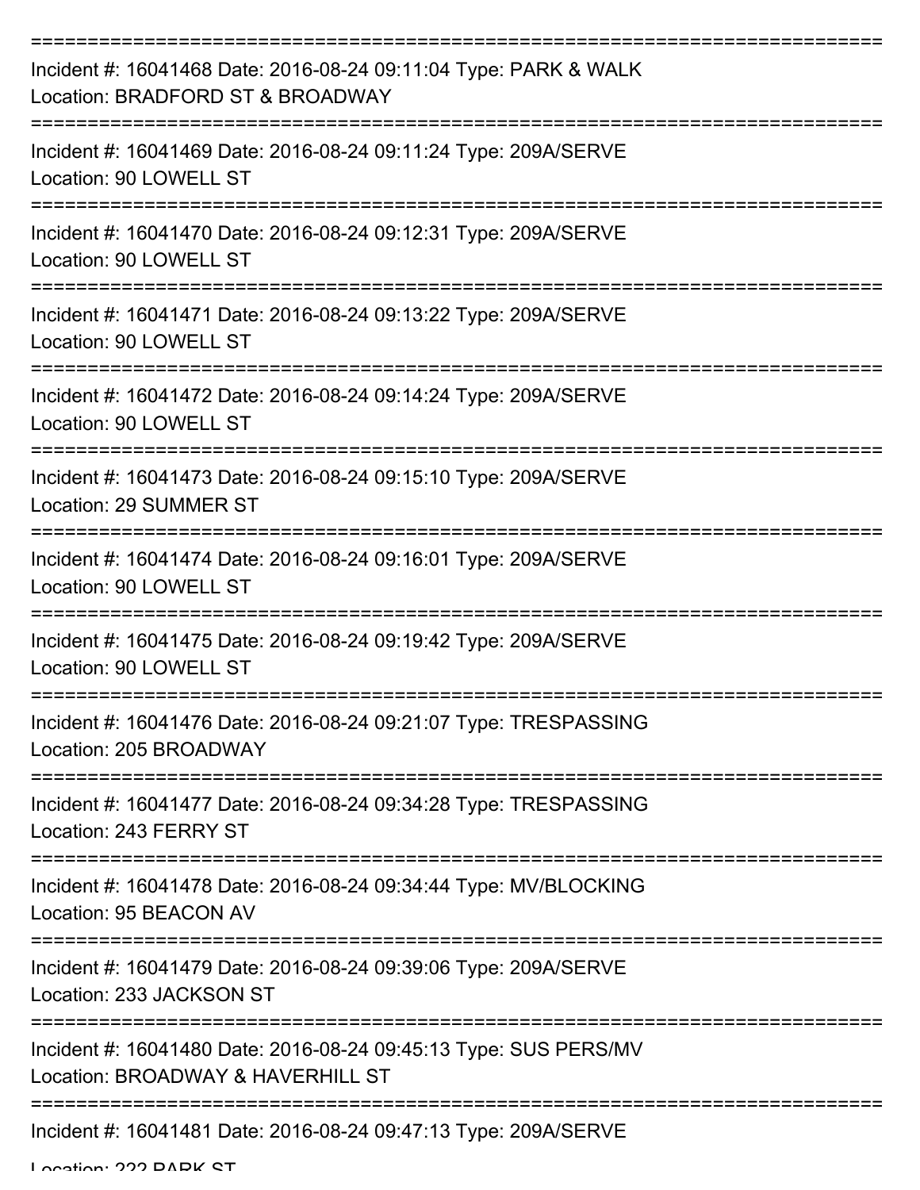===========================================================================

Incident #: 16041468 Date: 2016-08-24 09:11:04 Type: PARK & WALK
Location: BRADFORD ST & BROADWAY

===========================================================================

Incident #: 16041469 Date: 2016-08-24 09:11:24 Type: 209A/SERVE
Location: 90 LOWELL ST

===========================================================================

Incident #: 16041470 Date: 2016-08-24 09:12:31 Type: 209A/SERVE
Location: 90 LOWELL ST

===========================================================================

Incident #: 16041471 Date: 2016-08-24 09:13:22 Type: 209A/SERVE
Location: 90 LOWELL ST

===========================================================================

Incident #: 16041472 Date: 2016-08-24 09:14:24 Type: 209A/SERVE
Location: 90 LOWELL ST

===========================================================================

Incident #: 16041473 Date: 2016-08-24 09:15:10 Type: 209A/SERVE
Location: 29 SUMMER ST

===========================================================================

Incident #: 16041474 Date: 2016-08-24 09:16:01 Type: 209A/SERVE
Location: 90 LOWELL ST

===========================================================================

Incident #: 16041475 Date: 2016-08-24 09:19:42 Type: 209A/SERVE
Location: 90 LOWELL ST

===========================================================================

Incident #: 16041476 Date: 2016-08-24 09:21:07 Type: TRESPASSING
Location: 205 BROADWAY

===========================================================================

Incident #: 16041477 Date: 2016-08-24 09:34:28 Type: TRESPASSING
Location: 243 FERRY ST

===========================================================================

Incident #: 16041478 Date: 2016-08-24 09:34:44 Type: MV/BLOCKING
Location: 95 BEACON AV

===========================================================================

Incident #: 16041479 Date: 2016-08-24 09:39:06 Type: 209A/SERVE
Location: 233 JACKSON ST

===========================================================================

Incident #: 16041480 Date: 2016-08-24 09:45:13 Type: SUS PERS/MV
Location: BROADWAY & HAVERHILL ST

===========================================================================

Incident #: 16041481 Date: 2016-08-24 09:47:13 Type: 209A/SERVE
Location: 222 PARK ST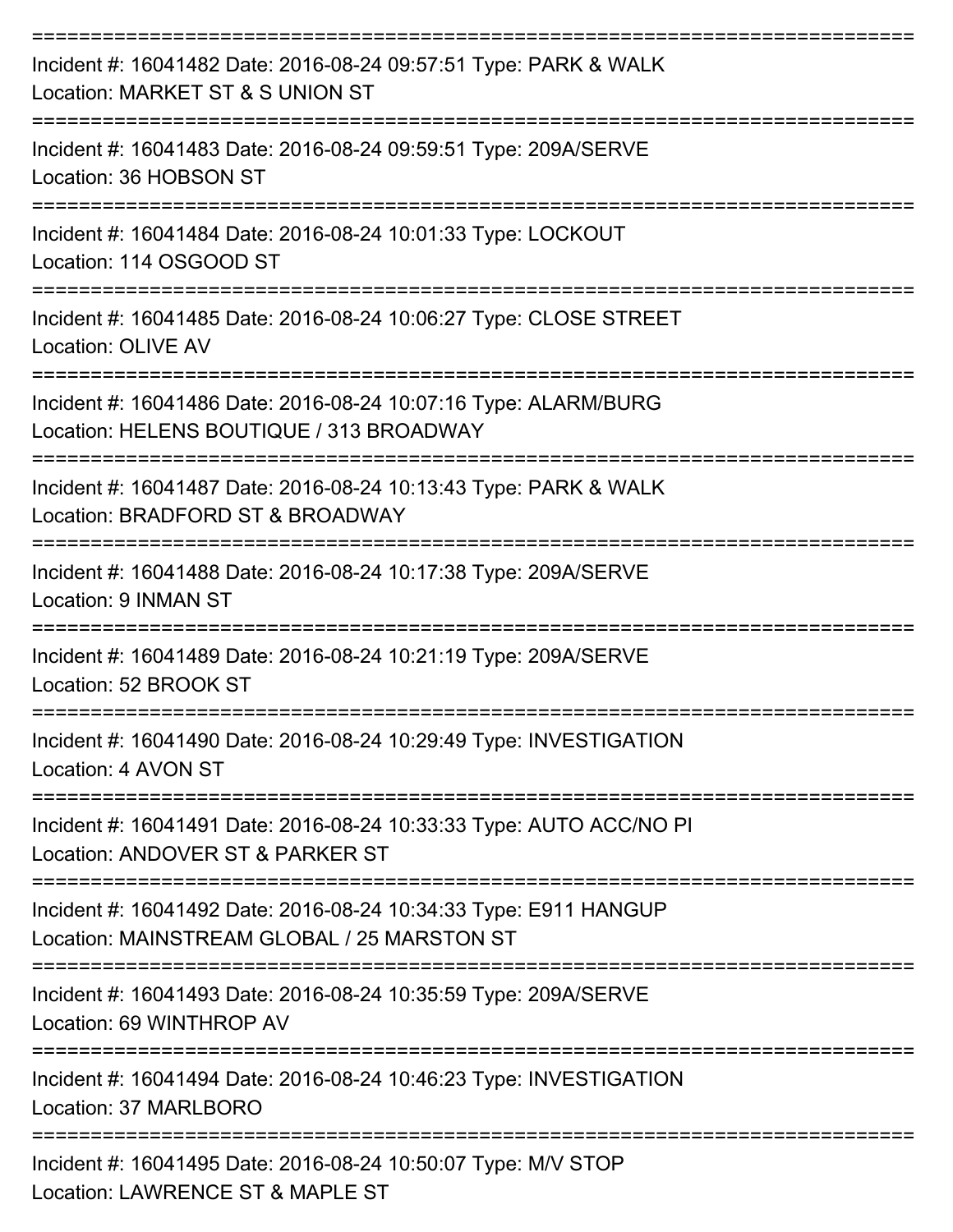===========================================================================

Incident #: 16041482 Date: 2016-08-24 09:57:51 Type: PARK & WALK
Location: MARKET ST & S UNION ST

===========================================================================

Incident #: 16041483 Date: 2016-08-24 09:59:51 Type: 209A/SERVE
Location: 36 HOBSON ST

===========================================================================

Incident #: 16041484 Date: 2016-08-24 10:01:33 Type: LOCKOUT
Location: 114 OSGOOD ST

===========================================================================

Incident #: 16041485 Date: 2016-08-24 10:06:27 Type: CLOSE STREET
Location: OLIVE AV

===========================================================================

Incident #: 16041486 Date: 2016-08-24 10:07:16 Type: ALARM/BURG
Location: HELENS BOUTIQUE / 313 BROADWAY

===========================================================================

Incident #: 16041487 Date: 2016-08-24 10:13:43 Type: PARK & WALK
Location: BRADFORD ST & BROADWAY

===========================================================================

Incident #: 16041488 Date: 2016-08-24 10:17:38 Type: 209A/SERVE
Location: 9 INMAN ST

===========================================================================

Incident #: 16041489 Date: 2016-08-24 10:21:19 Type: 209A/SERVE
Location: 52 BROOK ST

===========================================================================

Incident #: 16041490 Date: 2016-08-24 10:29:49 Type: INVESTIGATION
Location: 4 AVON ST

===========================================================================

Incident #: 16041491 Date: 2016-08-24 10:33:33 Type: AUTO ACC/NO PI
Location: ANDOVER ST & PARKER ST

===========================================================================

Incident #: 16041492 Date: 2016-08-24 10:34:33 Type: E911 HANGUP
Location: MAINSTREAM GLOBAL / 25 MARSTON ST

===========================================================================

Incident #: 16041493 Date: 2016-08-24 10:35:59 Type: 209A/SERVE
Location: 69 WINTHROP AV

===========================================================================

Incident #: 16041494 Date: 2016-08-24 10:46:23 Type: INVESTIGATION
Location: 37 MARLBORO

===========================================================================

Incident #: 16041495 Date: 2016-08-24 10:50:07 Type: M/V STOP
Location: LAWRENCE ST & MAPLE ST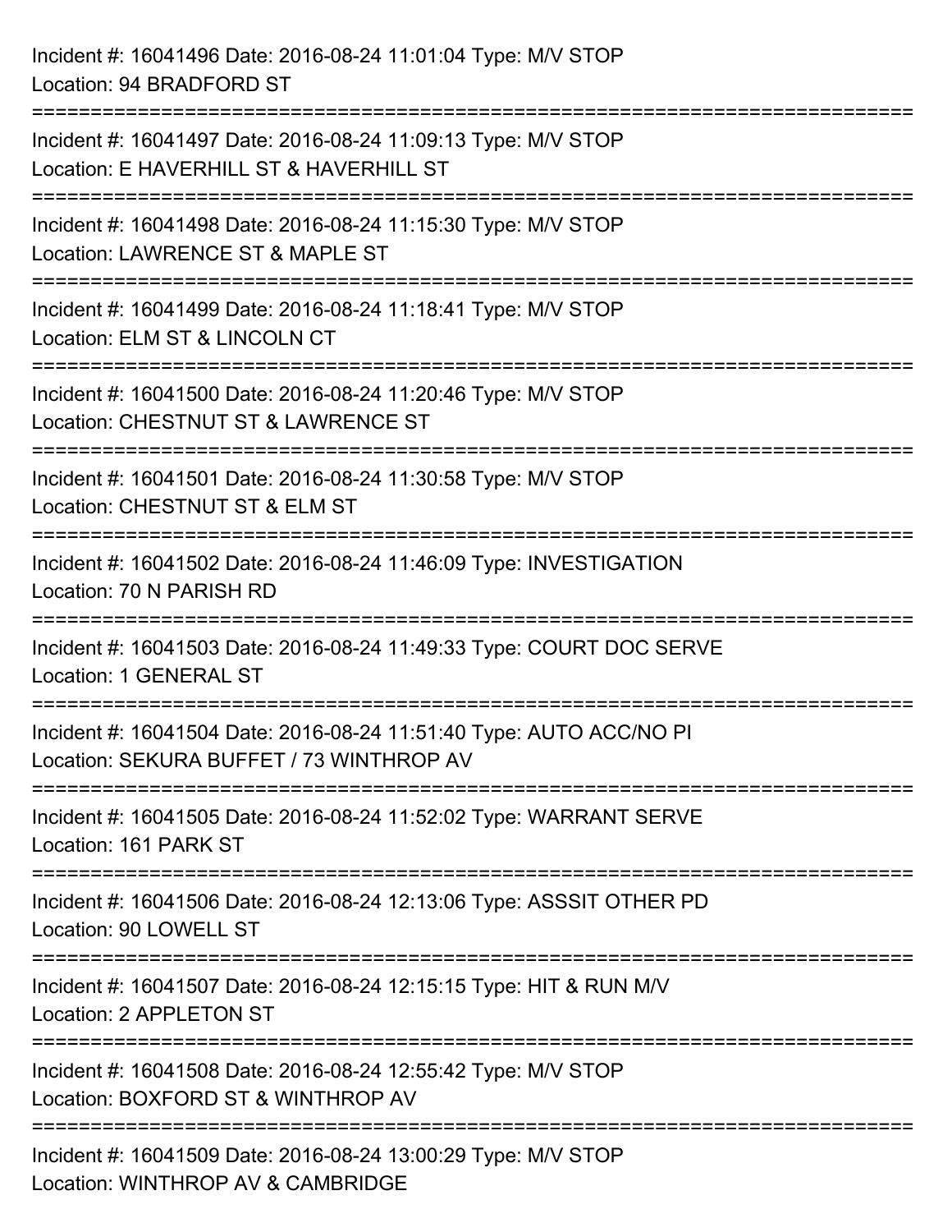Incident #: 16041496 Date: 2016-08-24 11:01:04 Type: M/V STOP
Location: 94 BRADFORD ST

===========================================================================

Incident #: 16041497 Date: 2016-08-24 11:09:13 Type: M/V STOP
Location: E HAVERHILL ST & HAVERHILL ST

===========================================================================

Incident #: 16041498 Date: 2016-08-24 11:15:30 Type: M/V STOP
Location: LAWRENCE ST & MAPLE ST

===========================================================================

Incident #: 16041499 Date: 2016-08-24 11:18:41 Type: M/V STOP
Location: ELM ST & LINCOLN CT

===========================================================================

Incident #: 16041500 Date: 2016-08-24 11:20:46 Type: M/V STOP
Location: CHESTNUT ST & LAWRENCE ST

===========================================================================

Incident #: 16041501 Date: 2016-08-24 11:30:58 Type: M/V STOP
Location: CHESTNUT ST & ELM ST

===========================================================================

Incident #: 16041502 Date: 2016-08-24 11:46:09 Type: INVESTIGATION
Location: 70 N PARISH RD

===========================================================================

Incident #: 16041503 Date: 2016-08-24 11:49:33 Type: COURT DOC SERVE
Location: 1 GENERAL ST

===========================================================================

Incident #: 16041504 Date: 2016-08-24 11:51:40 Type: AUTO ACC/NO PI
Location: SEKURA BUFFET / 73 WINTHROP AV

===========================================================================

Incident #: 16041505 Date: 2016-08-24 11:52:02 Type: WARRANT SERVE
Location: 161 PARK ST

===========================================================================

Incident #: 16041506 Date: 2016-08-24 12:13:06 Type: ASSSIT OTHER PD
Location: 90 LOWELL ST

===========================================================================

Incident #: 16041507 Date: 2016-08-24 12:15:15 Type: HIT & RUN M/V
Location: 2 APPLETON ST

===========================================================================

Incident #: 16041508 Date: 2016-08-24 12:55:42 Type: M/V STOP
Location: BOXFORD ST & WINTHROP AV

===========================================================================

Incident #: 16041509 Date: 2016-08-24 13:00:29 Type: M/V STOP
Location: WINTHROP AV & CAMBRIDGE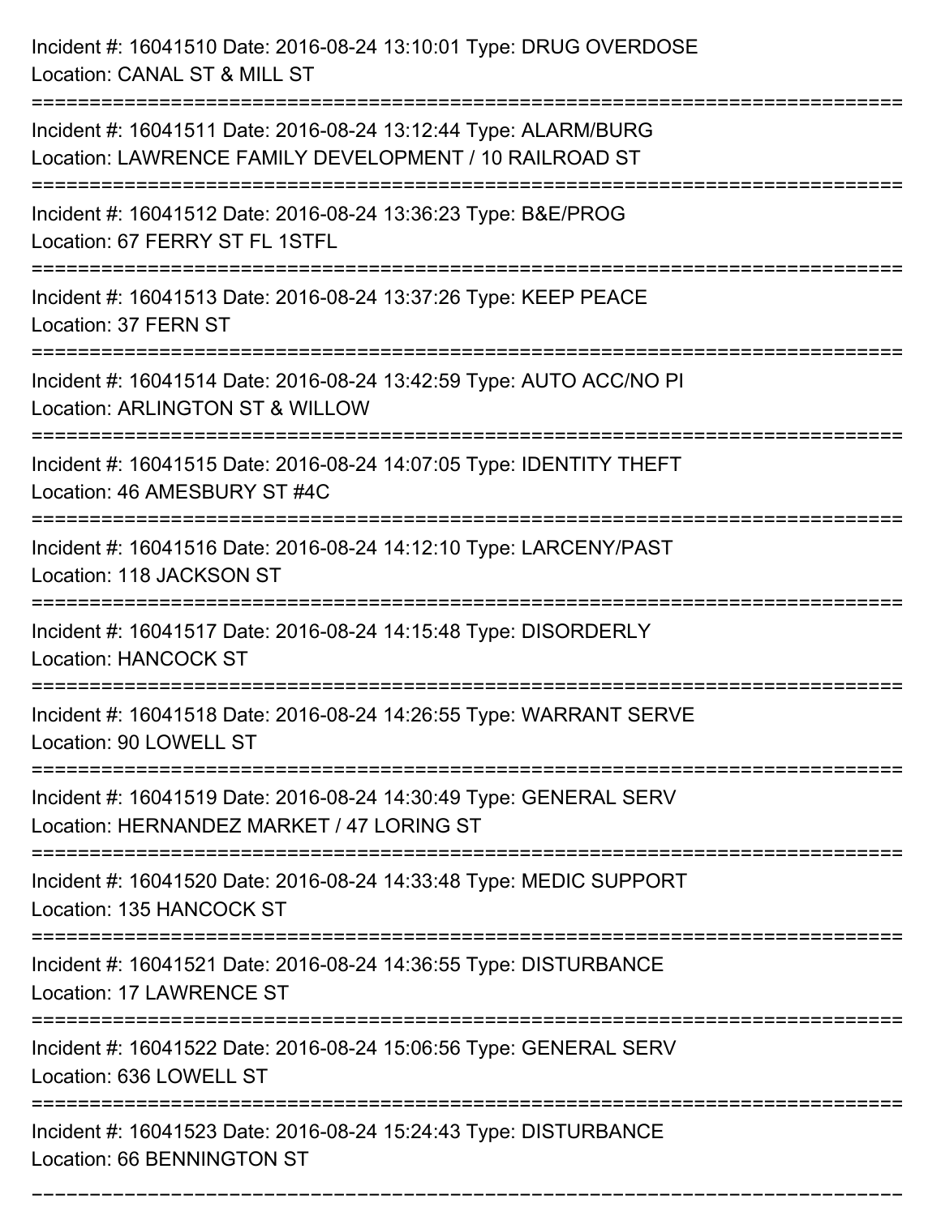Incident #: 16041510 Date: 2016-08-24 13:10:01 Type: DRUG OVERDOSE
Location: CANAL ST & MILL ST

===========================================================================

Incident #: 16041511 Date: 2016-08-24 13:12:44 Type: ALARM/BURG
Location: LAWRENCE FAMILY DEVELOPMENT / 10 RAILROAD ST

===========================================================================

Incident #: 16041512 Date: 2016-08-24 13:36:23 Type: B&E/PROG
Location: 67 FERRY ST FL 1STFL

===========================================================================

Incident #: 16041513 Date: 2016-08-24 13:37:26 Type: KEEP PEACE
Location: 37 FERN ST

===========================================================================

Incident #: 16041514 Date: 2016-08-24 13:42:59 Type: AUTO ACC/NO PI
Location: ARLINGTON ST & WILLOW

===========================================================================

Incident #: 16041515 Date: 2016-08-24 14:07:05 Type: IDENTITY THEFT
Location: 46 AMESBURY ST #4C

===========================================================================

Incident #: 16041516 Date: 2016-08-24 14:12:10 Type: LARCENY/PAST
Location: 118 JACKSON ST

===========================================================================

Incident #: 16041517 Date: 2016-08-24 14:15:48 Type: DISORDERLY
Location: HANCOCK ST

===========================================================================

Incident #: 16041518 Date: 2016-08-24 14:26:55 Type: WARRANT SERVE
Location: 90 LOWELL ST

===========================================================================

Incident #: 16041519 Date: 2016-08-24 14:30:49 Type: GENERAL SERV
Location: HERNANDEZ MARKET / 47 LORING ST

===========================================================================

Incident #: 16041520 Date: 2016-08-24 14:33:48 Type: MEDIC SUPPORT
Location: 135 HANCOCK ST

===========================================================================

Incident #: 16041521 Date: 2016-08-24 14:36:55 Type: DISTURBANCE
Location: 17 LAWRENCE ST

===========================================================================

Incident #: 16041522 Date: 2016-08-24 15:06:56 Type: GENERAL SERV
Location: 636 LOWELL ST

===========================================================================

Incident #: 16041523 Date: 2016-08-24 15:24:43 Type: DISTURBANCE
Location: 66 BENNINGTON ST

===========================================================================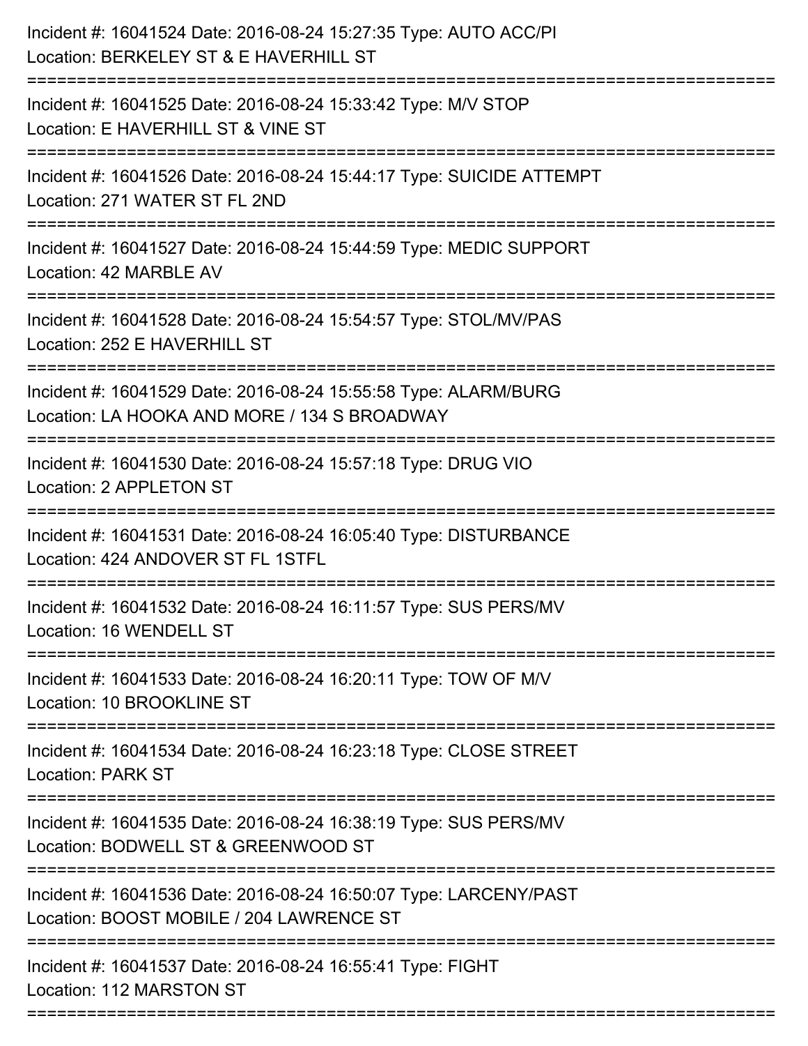Incident #: 16041524 Date: 2016-08-24 15:27:35 Type: AUTO ACC/PI
Location: BERKELEY ST & E HAVERHILL ST

===========================================================================

Incident #: 16041525 Date: 2016-08-24 15:33:42 Type: M/V STOP
Location: E HAVERHILL ST & VINE ST

===========================================================================

Incident #: 16041526 Date: 2016-08-24 15:44:17 Type: SUICIDE ATTEMPT
Location: 271 WATER ST FL 2ND

===========================================================================

Incident #: 16041527 Date: 2016-08-24 15:44:59 Type: MEDIC SUPPORT
Location: 42 MARBLE AV

===========================================================================

Incident #: 16041528 Date: 2016-08-24 15:54:57 Type: STOL/MV/PAS
Location: 252 E HAVERHILL ST

===========================================================================

Incident #: 16041529 Date: 2016-08-24 15:55:58 Type: ALARM/BURG
Location: LA HOOKA AND MORE / 134 S BROADWAY

===========================================================================

Incident #: 16041530 Date: 2016-08-24 15:57:18 Type: DRUG VIO
Location: 2 APPLETON ST

===========================================================================

Incident #: 16041531 Date: 2016-08-24 16:05:40 Type: DISTURBANCE
Location: 424 ANDOVER ST FL 1STFL

===========================================================================

Incident #: 16041532 Date: 2016-08-24 16:11:57 Type: SUS PERS/MV
Location: 16 WENDELL ST

===========================================================================

Incident #: 16041533 Date: 2016-08-24 16:20:11 Type: TOW OF M/V
Location: 10 BROOKLINE ST

===========================================================================

Incident #: 16041534 Date: 2016-08-24 16:23:18 Type: CLOSE STREET
Location: PARK ST

===========================================================================

Incident #: 16041535 Date: 2016-08-24 16:38:19 Type: SUS PERS/MV
Location: BODWELL ST & GREENWOOD ST

===========================================================================

Incident #: 16041536 Date: 2016-08-24 16:50:07 Type: LARCENY/PAST
Location: BOOST MOBILE / 204 LAWRENCE ST

===========================================================================

Incident #: 16041537 Date: 2016-08-24 16:55:41 Type: FIGHT
Location: 112 MARSTON ST

===========================================================================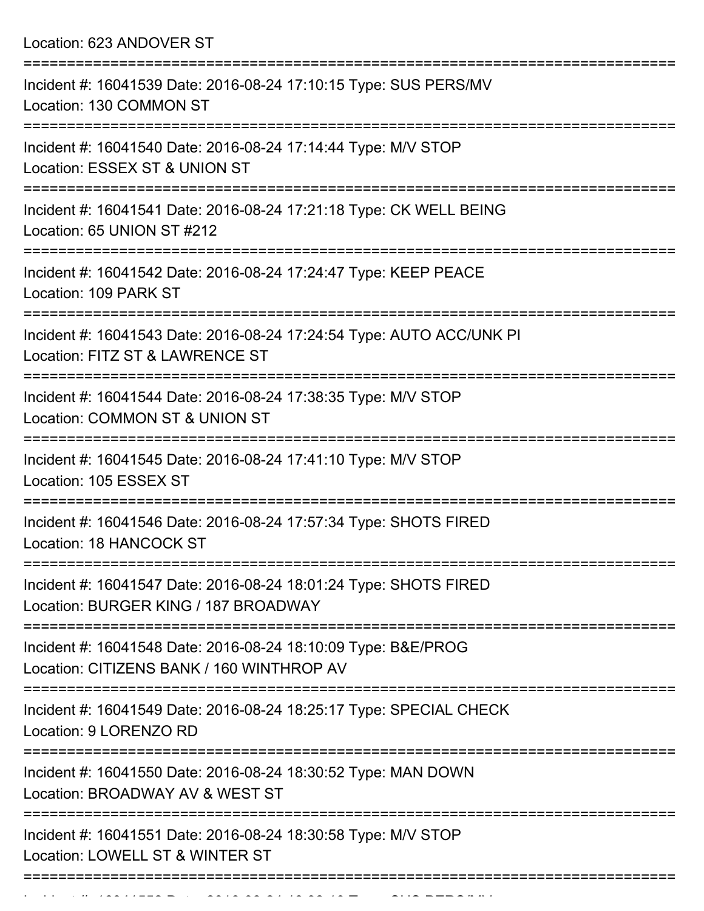Location: 623 ANDOVER ST

===========================================================================

Incident #: 16041539 Date: 2016-08-24 17:10:15 Type: SUS PERS/MV
Location: 130 COMMON ST

===========================================================================

Incident #: 16041540 Date: 2016-08-24 17:14:44 Type: M/V STOP
Location: ESSEX ST & UNION ST

===========================================================================

Incident #: 16041541 Date: 2016-08-24 17:21:18 Type: CK WELL BEING
Location: 65 UNION ST #212

===========================================================================

Incident #: 16041542 Date: 2016-08-24 17:24:47 Type: KEEP PEACE
Location: 109 PARK ST

===========================================================================

Incident #: 16041543 Date: 2016-08-24 17:24:54 Type: AUTO ACC/UNK PI
Location: FITZ ST & LAWRENCE ST

===========================================================================

Incident #: 16041544 Date: 2016-08-24 17:38:35 Type: M/V STOP
Location: COMMON ST & UNION ST

===========================================================================

Incident #: 16041545 Date: 2016-08-24 17:41:10 Type: M/V STOP
Location: 105 ESSEX ST

===========================================================================

Incident #: 16041546 Date: 2016-08-24 17:57:34 Type: SHOTS FIRED
Location: 18 HANCOCK ST

===========================================================================

Incident #: 16041547 Date: 2016-08-24 18:01:24 Type: SHOTS FIRED
Location: BURGER KING / 187 BROADWAY

===========================================================================

Incident #: 16041548 Date: 2016-08-24 18:10:09 Type: B&E/PROG
Location: CITIZENS BANK / 160 WINTHROP AV

===========================================================================

Incident #: 16041549 Date: 2016-08-24 18:25:17 Type: SPECIAL CHECK
Location: 9 LORENZO RD

===========================================================================

Incident #: 16041550 Date: 2016-08-24 18:30:52 Type: MAN DOWN
Location: BROADWAY AV & WEST ST

===========================================================================

Incident #: 16041551 Date: 2016-08-24 18:30:58 Type: M/V STOP
Location: LOWELL ST & WINTER ST

===========================================================================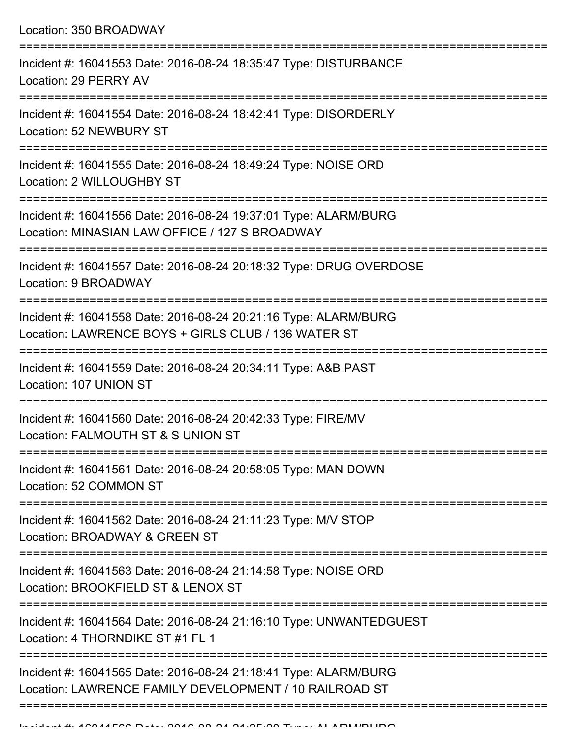Location: 350 BROADWAY

===========================================================================

Incident #: 16041553 Date: 2016-08-24 18:35:47 Type: DISTURBANCE
Location: 29 PERRY AV

===========================================================================

Incident #: 16041554 Date: 2016-08-24 18:42:41 Type: DISORDERLY
Location: 52 NEWBURY ST

===========================================================================

Incident #: 16041555 Date: 2016-08-24 18:49:24 Type: NOISE ORD
Location: 2 WILLOUGHBY ST

===========================================================================

Incident #: 16041556 Date: 2016-08-24 19:37:01 Type: ALARM/BURG
Location: MINASIAN LAW OFFICE / 127 S BROADWAY

===========================================================================

Incident #: 16041557 Date: 2016-08-24 20:18:32 Type: DRUG OVERDOSE
Location: 9 BROADWAY

===========================================================================

Incident #: 16041558 Date: 2016-08-24 20:21:16 Type: ALARM/BURG
Location: LAWRENCE BOYS + GIRLS CLUB / 136 WATER ST

===========================================================================

Incident #: 16041559 Date: 2016-08-24 20:34:11 Type: A&B PAST
Location: 107 UNION ST

===========================================================================

Incident #: 16041560 Date: 2016-08-24 20:42:33 Type: FIRE/MV
Location: FALMOUTH ST & S UNION ST

===========================================================================

Incident #: 16041561 Date: 2016-08-24 20:58:05 Type: MAN DOWN
Location: 52 COMMON ST

===========================================================================

Incident #: 16041562 Date: 2016-08-24 21:11:23 Type: M/V STOP
Location: BROADWAY & GREEN ST

===========================================================================

Incident #: 16041563 Date: 2016-08-24 21:14:58 Type: NOISE ORD
Location: BROOKFIELD ST & LENOX ST

===========================================================================

Incident #: 16041564 Date: 2016-08-24 21:16:10 Type: UNWANTEDGUEST
Location: 4 THORNDIKE ST #1 FL 1

===========================================================================

Incident #: 16041565 Date: 2016-08-24 21:18:41 Type: ALARM/BURG
Location: LAWRENCE FAMILY DEVELOPMENT / 10 RAILROAD ST

===========================================================================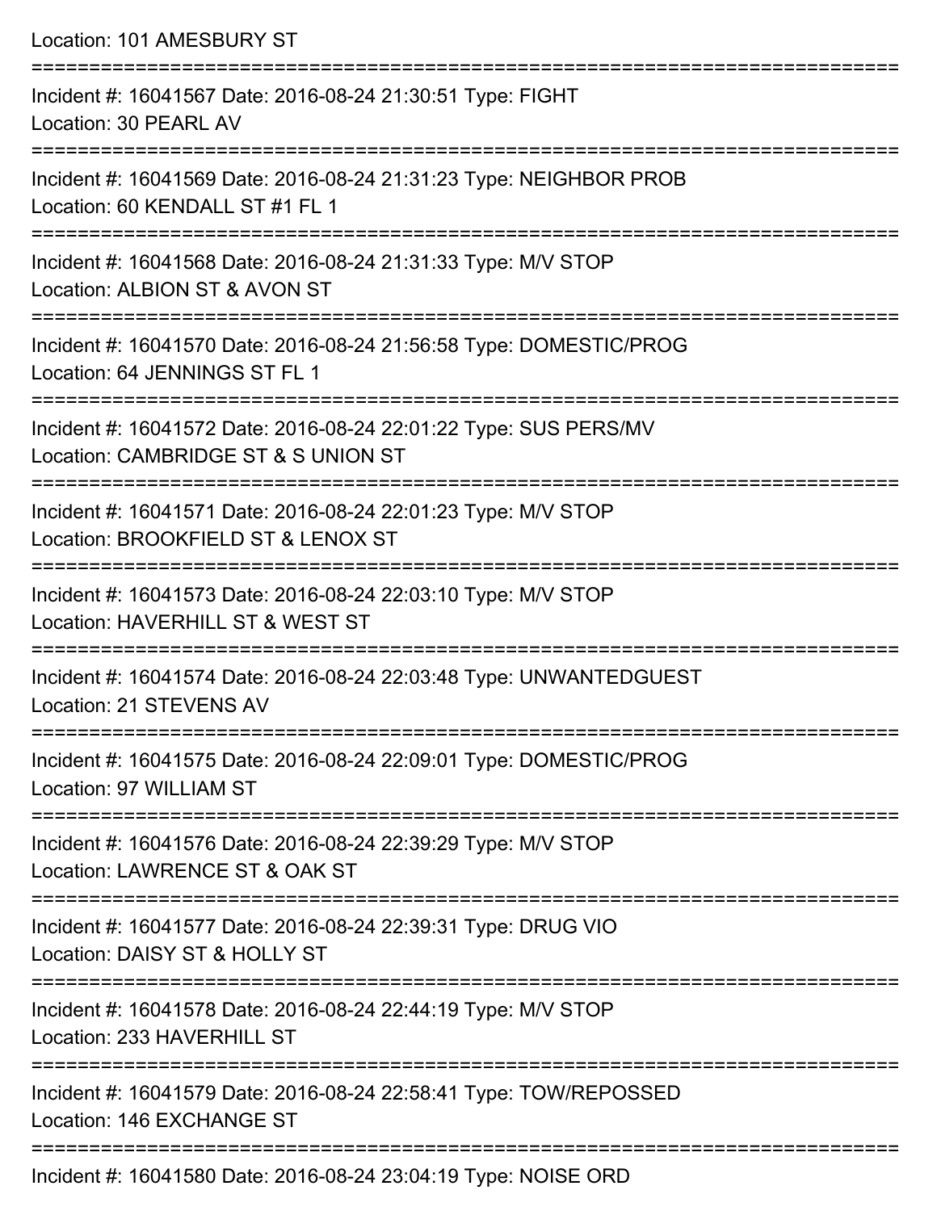Location: 101 AMESBURY ST

===========================================================================

Incident #: 16041567 Date: 2016-08-24 21:30:51 Type: FIGHT
Location: 30 PEARL AV

===========================================================================

Incident #: 16041569 Date: 2016-08-24 21:31:23 Type: NEIGHBOR PROB
Location: 60 KENDALL ST #1 FL 1

===========================================================================

Incident #: 16041568 Date: 2016-08-24 21:31:33 Type: M/V STOP
Location: ALBION ST & AVON ST

===========================================================================

Incident #: 16041570 Date: 2016-08-24 21:56:58 Type: DOMESTIC/PROG
Location: 64 JENNINGS ST FL 1

===========================================================================

Incident #: 16041572 Date: 2016-08-24 22:01:22 Type: SUS PERS/MV
Location: CAMBRIDGE ST & S UNION ST

===========================================================================

Incident #: 16041571 Date: 2016-08-24 22:01:23 Type: M/V STOP
Location: BROOKFIELD ST & LENOX ST

===========================================================================

Incident #: 16041573 Date: 2016-08-24 22:03:10 Type: M/V STOP
Location: HAVERHILL ST & WEST ST

===========================================================================

Incident #: 16041574 Date: 2016-08-24 22:03:48 Type: UNWANTEDGUEST
Location: 21 STEVENS AV

===========================================================================

Incident #: 16041575 Date: 2016-08-24 22:09:01 Type: DOMESTIC/PROG
Location: 97 WILLIAM ST

===========================================================================

Incident #: 16041576 Date: 2016-08-24 22:39:29 Type: M/V STOP
Location: LAWRENCE ST & OAK ST

===========================================================================

Incident #: 16041577 Date: 2016-08-24 22:39:31 Type: DRUG VIO
Location: DAISY ST & HOLLY ST

===========================================================================

Incident #: 16041578 Date: 2016-08-24 22:44:19 Type: M/V STOP
Location: 233 HAVERHILL ST

===========================================================================

Incident #: 16041579 Date: 2016-08-24 22:58:41 Type: TOW/REPOSSED
Location: 146 EXCHANGE ST

===========================================================================

Incident #: 16041580 Date: 2016-08-24 23:04:19 Type: NOISE ORD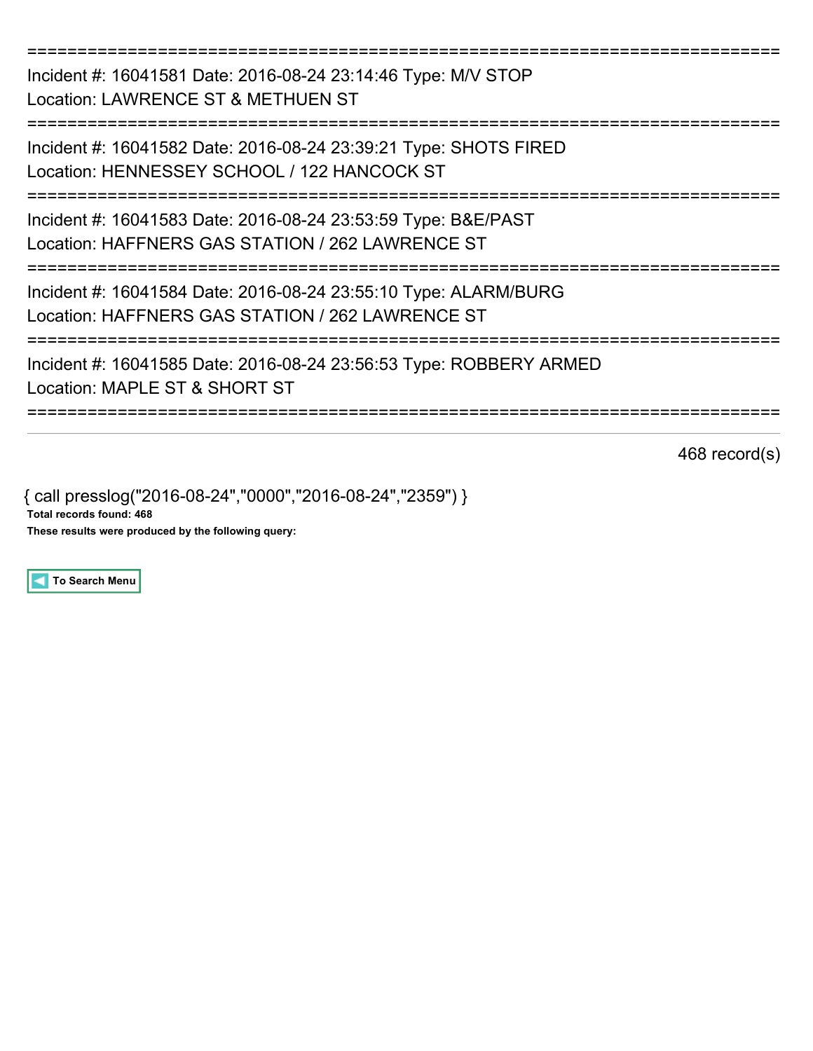Incident #: 16041581 Date: 2016-08-24 23:14:46 Type: M/V STOP
Location: LAWRENCE ST & METHUEN ST

Incident #: 16041582 Date: 2016-08-24 23:39:21 Type: SHOTS FIRED
Location: HENNESSEY SCHOOL / 122 HANCOCK ST

Incident #: 16041583 Date: 2016-08-24 23:53:59 Type: B&E/PAST
Location: HAFFNERS GAS STATION / 262 LAWRENCE ST

Incident #: 16041584 Date: 2016-08-24 23:55:10 Type: ALARM/BURG
Location: HAFFNERS GAS STATION / 262 LAWRENCE ST

Incident #: 16041585 Date: 2016-08-24 23:56:53 Type: ROBBERY ARMED
Location: MAPLE ST & SHORT ST

468 record(s)

{ call presslog("2016-08-24","0000","2016-08-24","2359") }

**Total records found: 468**

**These results were produced by the following query:**

To Search Menu